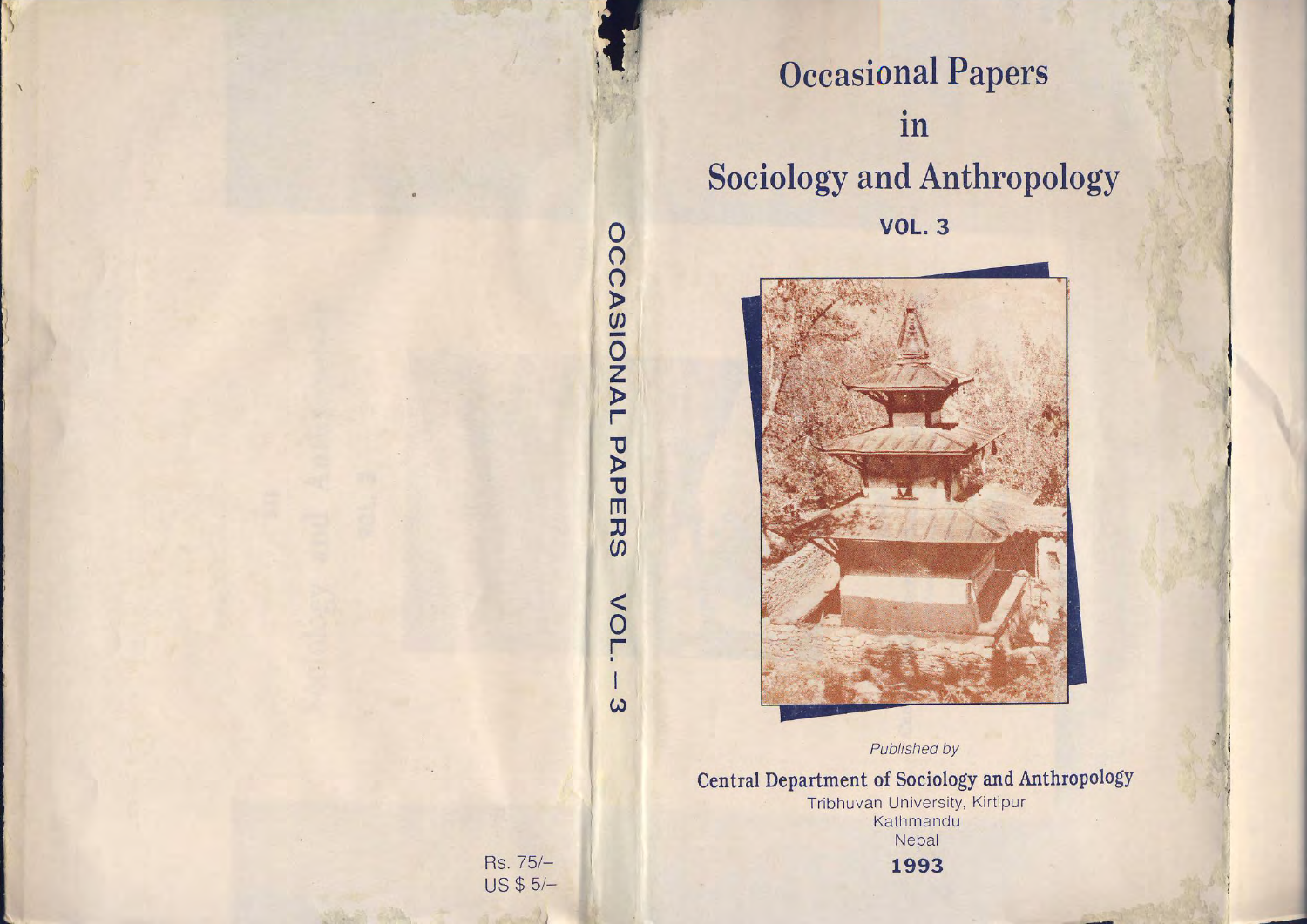# Occasional Papers in Sociology and Anthropology

**VOL. 3**

*Published by*

**Central Department of Sociology and Anthropology**

Tribhuvan University, Kirtipur
Kathmandu
Nepal

**1993**

OCCASIONAL PAPERS VOL. – 3

Rs. 75/–
US $ 5/–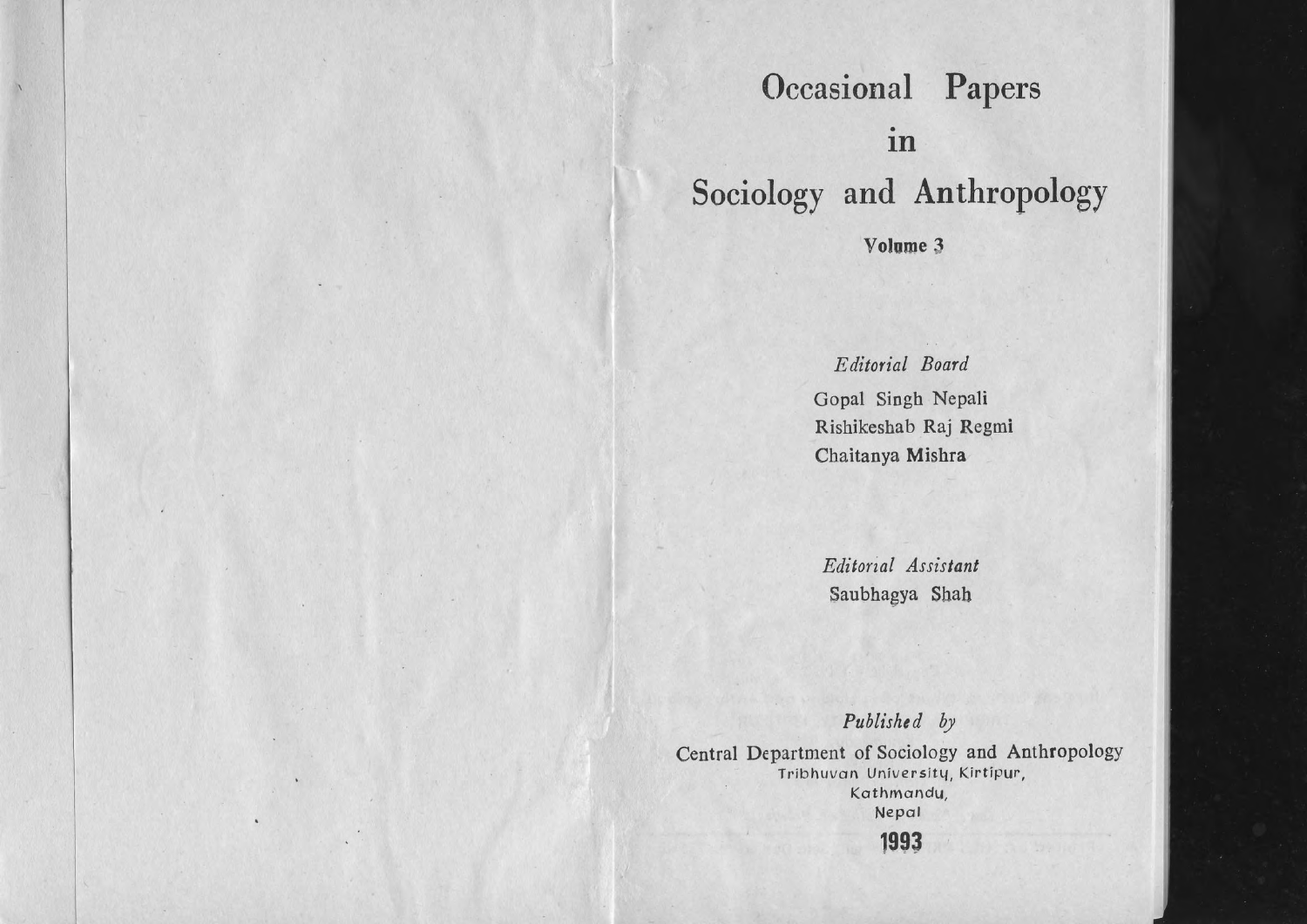# Occasional Papers in Sociology and Anthropology

**Volume 3**

*Editorial Board*

Gopal Singh Nepali
Rishikeshab Raj Regmi
Chaitanya Mishra

*Editorial Assistant*

Saubhagya Shah

*Published by*

Central Department of Sociology and Anthropology
Tribhuvan University, Kirtipur,
Kathmandu,
Nepal

**1993**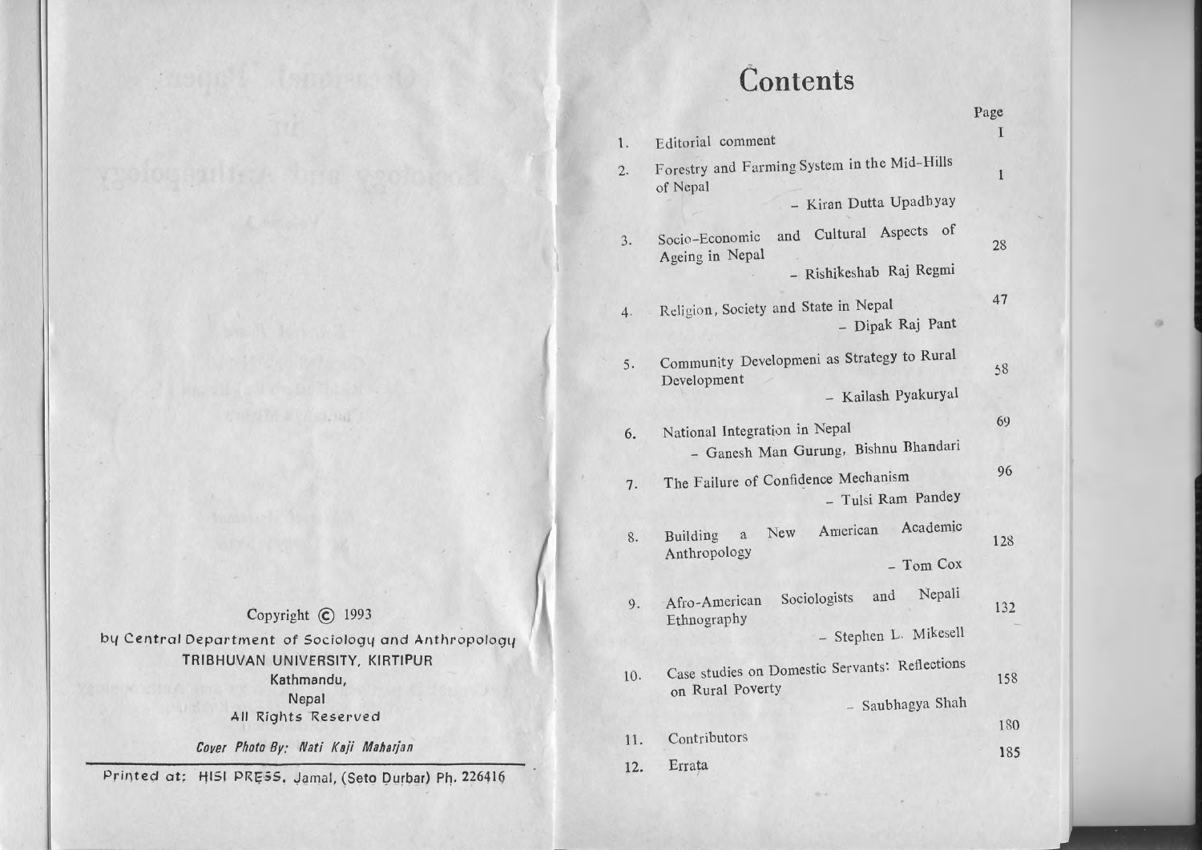Copyright © 1993

by Central Department of Sociology and Anthropology
TRIBHUVAN UNIVERSITY, KIRTIPUR
Kathmandu,
Nepal
All Rights Reserved

*Cover Photo By: Nati Kaji Maharjan*

Printed at: HISI PRESS, Jamal, (Seto Durbar) Ph. 226416

# Contents

| | | Page |
|---|---|---|
| 1. | Editorial comment | I |
| 2. | Forestry and Farming System in the Mid-Hills of Nepal – Kiran Dutta Upadhyay | 1 |
| 3. | Socio-Economic and Cultural Aspects of Ageing in Nepal – Rishikeshab Raj Regmi | 28 |
| 4. | Religion, Society and State in Nepal – Dipak Raj Pant | 47 |
| 5. | Community Developmeni as Strategy to Rural Development – Kailash Pyakuryal | 58 |
| 6. | National Integration in Nepal – Ganesh Man Gurung, Bishnu Bhandari | 69 |
| 7. | The Failure of Confidence Mechanism – Tulsi Ram Pandey | 96 |
| 8. | Building a New American Academic Anthropology – Tom Cox | 128 |
| 9. | Afro-American Sociologists and Nepali Ethnography – Stephen L. Mikesell | 132 |
| 10. | Case studies on Domestic Servants: Reflections on Rural Poverty – Saubhagya Shah | 158 |
| 11. | Contributors | 180 |
| 12. | Errata | 185 |